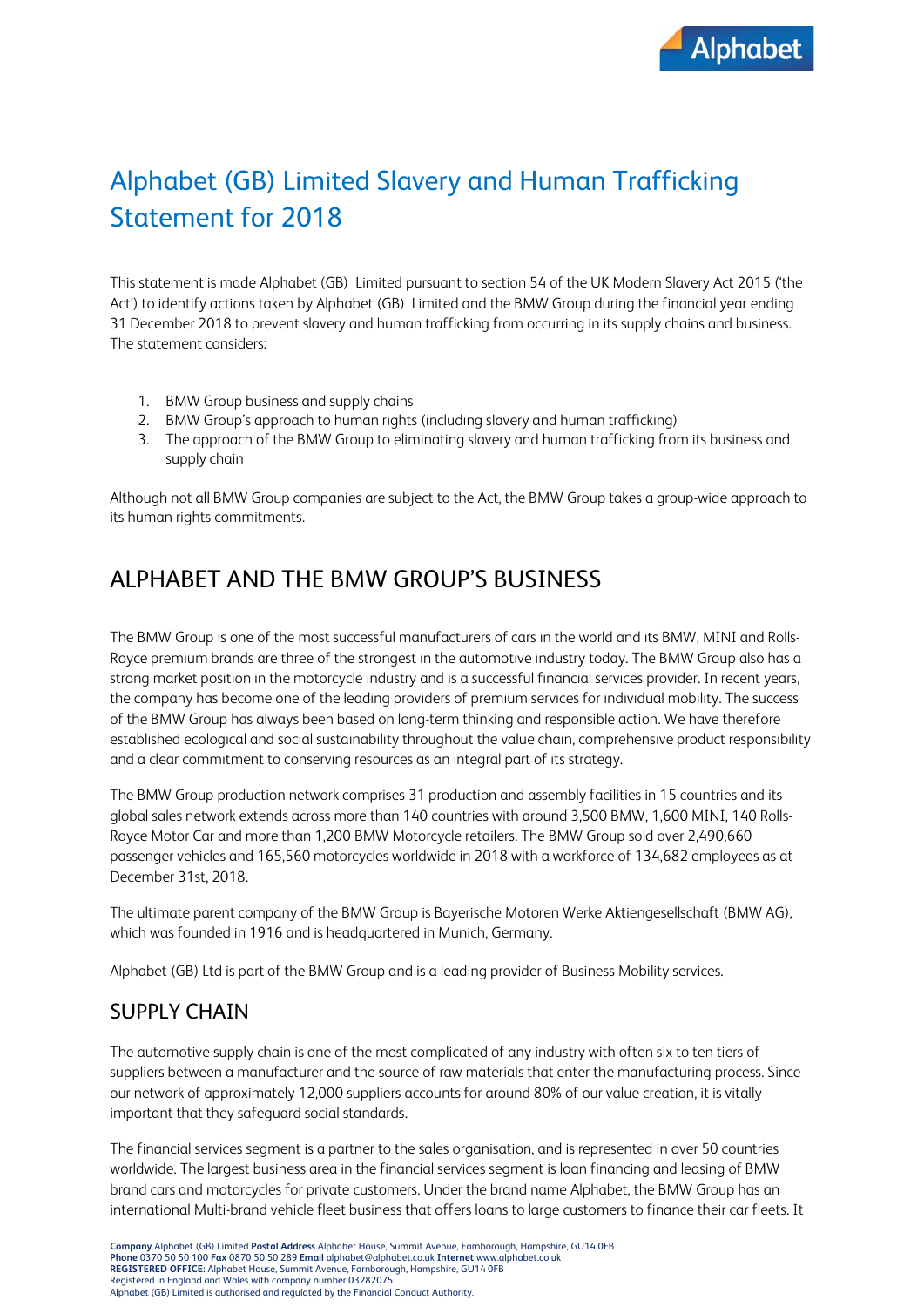# Alphabet (GB) Limited Slavery and Human Trafficking Statement for 2018

This statement is made Alphabet (GB) Limited pursuant to section 54 of the UK Modern Slavery Act 2015 ('the Act') to identify actions taken by Alphabet (GB) Limited and the BMW Group during the financial year ending 31 December 2018 to prevent slavery and human trafficking from occurring in its supply chains and business. The statement considers:

1. BMW Group business and supply chains
2. BMW Group's approach to human rights (including slavery and human trafficking)
3. The approach of the BMW Group to eliminating slavery and human trafficking from its business and supply chain

Although not all BMW Group companies are subject to the Act, the BMW Group takes a group-wide approach to its human rights commitments.

## ALPHABET AND THE BMW GROUP'S BUSINESS

The BMW Group is one of the most successful manufacturers of cars in the world and its BMW, MINI and Rolls-Royce premium brands are three of the strongest in the automotive industry today. The BMW Group also has a strong market position in the motorcycle industry and is a successful financial services provider. In recent years, the company has become one of the leading providers of premium services for individual mobility. The success of the BMW Group has always been based on long-term thinking and responsible action. We have therefore established ecological and social sustainability throughout the value chain, comprehensive product responsibility and a clear commitment to conserving resources as an integral part of its strategy.

The BMW Group production network comprises 31 production and assembly facilities in 15 countries and its global sales network extends across more than 140 countries with around 3,500 BMW, 1,600 MINI, 140 Rolls-Royce Motor Car and more than 1,200 BMW Motorcycle retailers. The BMW Group sold over 2,490,660 passenger vehicles and 165,560 motorcycles worldwide in 2018 with a workforce of 134,682 employees as at December 31st, 2018.

The ultimate parent company of the BMW Group is Bayerische Motoren Werke Aktiengesellschaft (BMW AG), which was founded in 1916 and is headquartered in Munich, Germany.

Alphabet (GB) Ltd is part of the BMW Group and is a leading provider of Business Mobility services.

## SUPPLY CHAIN

The automotive supply chain is one of the most complicated of any industry with often six to ten tiers of suppliers between a manufacturer and the source of raw materials that enter the manufacturing process. Since our network of approximately 12,000 suppliers accounts for around 80% of our value creation, it is vitally important that they safeguard social standards.

The financial services segment is a partner to the sales organisation, and is represented in over 50 countries worldwide. The largest business area in the financial services segment is loan financing and leasing of BMW brand cars and motorcycles for private customers. Under the brand name Alphabet, the BMW Group has an international Multi-brand vehicle fleet business that offers loans to large customers to finance their car fleets. It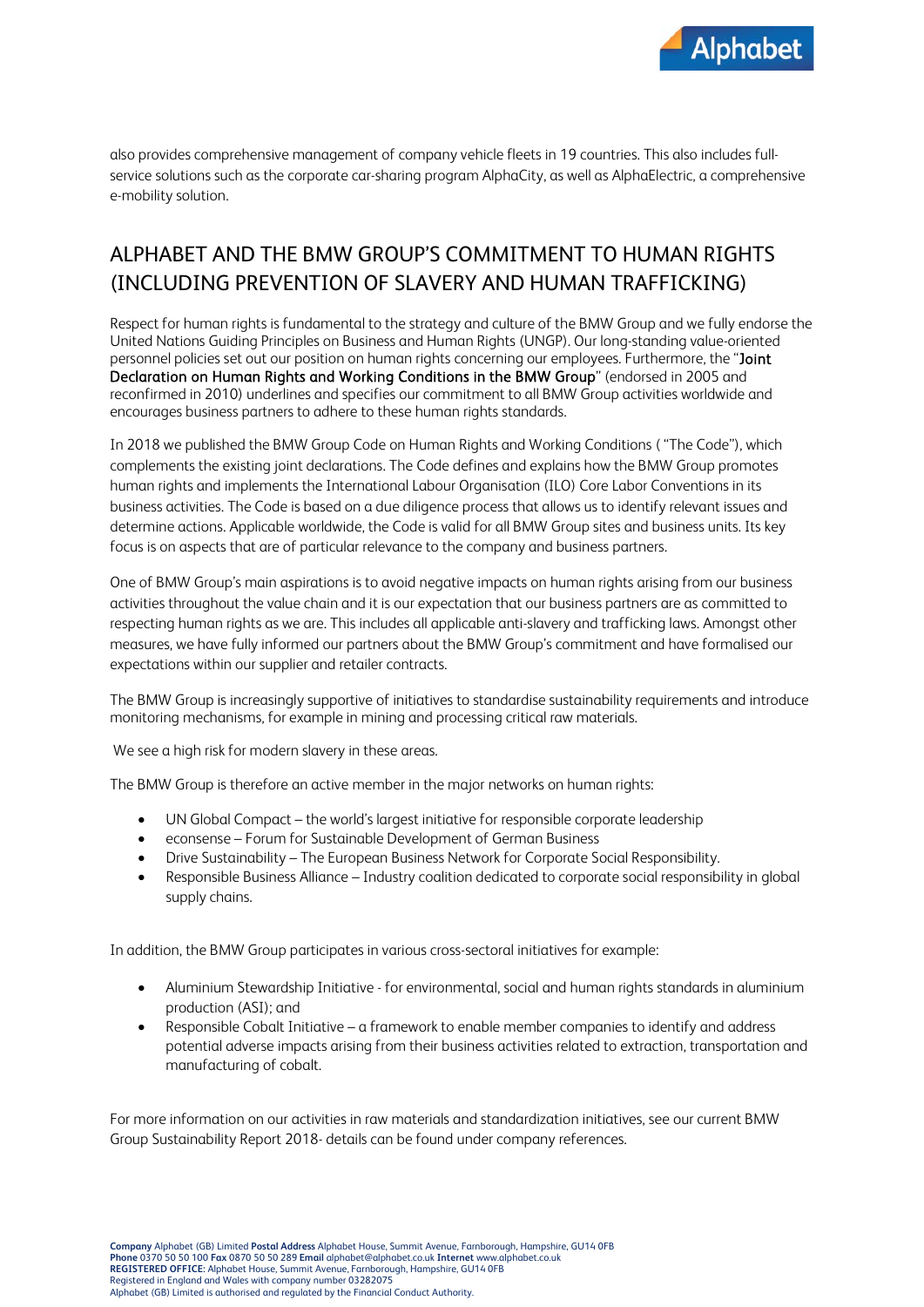also provides comprehensive management of company vehicle fleets in 19 countries. This also includes full-service solutions such as the corporate car-sharing program AlphaCity, as well as AlphaElectric, a comprehensive e-mobility solution.

## ALPHABET AND THE BMW GROUP'S COMMITMENT TO HUMAN RIGHTS (INCLUDING PREVENTION OF SLAVERY AND HUMAN TRAFFICKING)

Respect for human rights is fundamental to the strategy and culture of the BMW Group and we fully endorse the United Nations Guiding Principles on Business and Human Rights (UNGP). Our long-standing value-oriented personnel policies set out our position on human rights concerning our employees. Furthermore, the "Joint Declaration on Human Rights and Working Conditions in the BMW Group" (endorsed in 2005 and reconfirmed in 2010) underlines and specifies our commitment to all BMW Group activities worldwide and encourages business partners to adhere to these human rights standards.

In 2018 we published the BMW Group Code on Human Rights and Working Conditions ( "The Code"), which complements the existing joint declarations. The Code defines and explains how the BMW Group promotes human rights and implements the International Labour Organisation (ILO) Core Labor Conventions in its business activities. The Code is based on a due diligence process that allows us to identify relevant issues and determine actions. Applicable worldwide, the Code is valid for all BMW Group sites and business units. Its key focus is on aspects that are of particular relevance to the company and business partners.

One of BMW Group's main aspirations is to avoid negative impacts on human rights arising from our business activities throughout the value chain and it is our expectation that our business partners are as committed to respecting human rights as we are. This includes all applicable anti-slavery and trafficking laws. Amongst other measures, we have fully informed our partners about the BMW Group's commitment and have formalised our expectations within our supplier and retailer contracts.

The BMW Group is increasingly supportive of initiatives to standardise sustainability requirements and introduce monitoring mechanisms, for example in mining and processing critical raw materials.

We see a high risk for modern slavery in these areas.

The BMW Group is therefore an active member in the major networks on human rights:

- UN Global Compact – the world's largest initiative for responsible corporate leadership
- econsense – Forum for Sustainable Development of German Business
- Drive Sustainability – The European Business Network for Corporate Social Responsibility.
- Responsible Business Alliance – Industry coalition dedicated to corporate social responsibility in global supply chains.

In addition, the BMW Group participates in various cross-sectoral initiatives for example:

- Aluminium Stewardship Initiative - for environmental, social and human rights standards in aluminium production (ASI); and
- Responsible Cobalt Initiative – a framework to enable member companies to identify and address potential adverse impacts arising from their business activities related to extraction, transportation and manufacturing of cobalt.

For more information on our activities in raw materials and standardization initiatives, see our current BMW Group Sustainability Report 2018- details can be found under company references.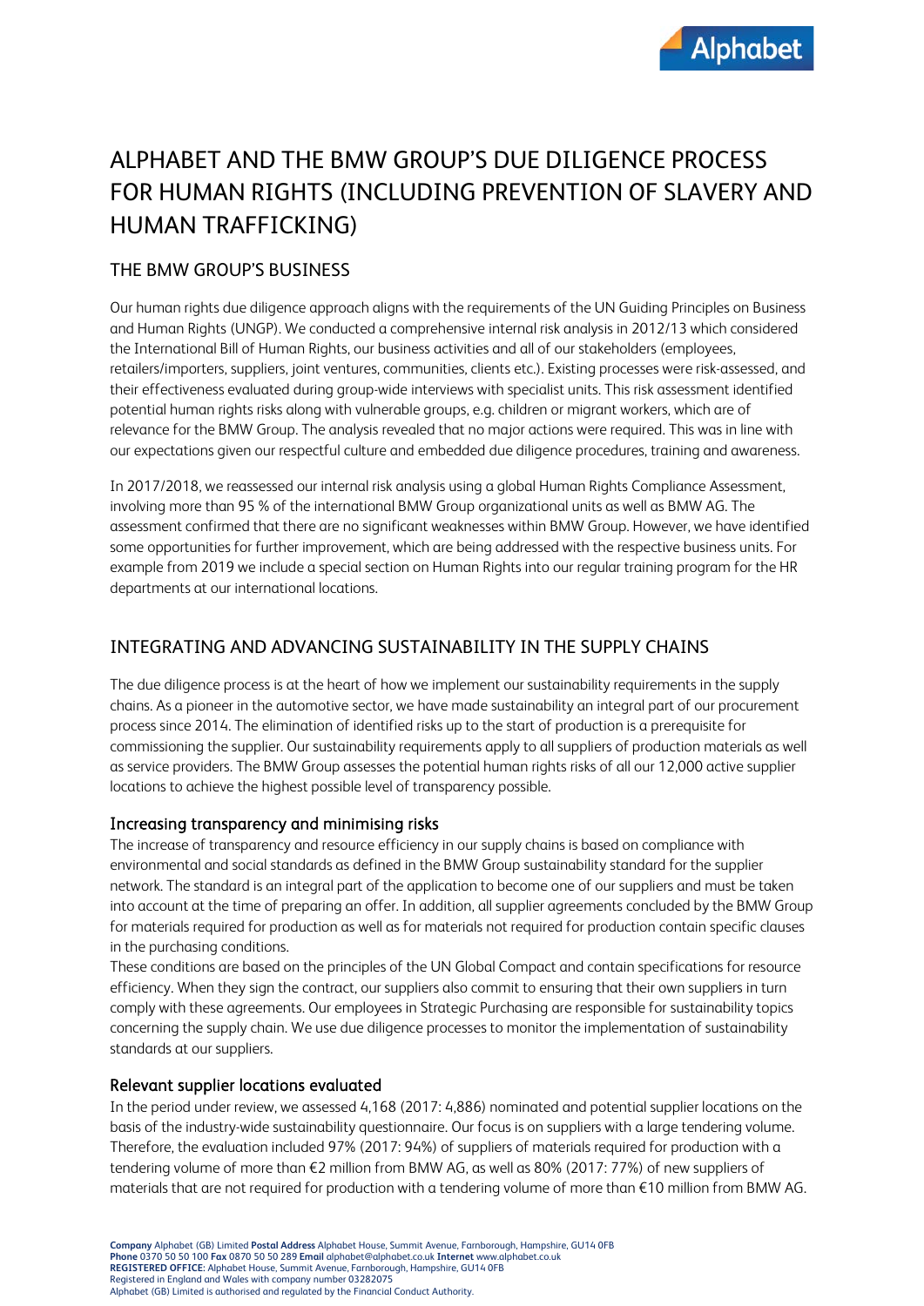# ALPHABET AND THE BMW GROUP'S DUE DILIGENCE PROCESS FOR HUMAN RIGHTS (INCLUDING PREVENTION OF SLAVERY AND HUMAN TRAFFICKING)

## THE BMW GROUP'S BUSINESS

Our human rights due diligence approach aligns with the requirements of the UN Guiding Principles on Business and Human Rights (UNGP). We conducted a comprehensive internal risk analysis in 2012/13 which considered the International Bill of Human Rights, our business activities and all of our stakeholders (employees, retailers/importers, suppliers, joint ventures, communities, clients etc.). Existing processes were risk-assessed, and their effectiveness evaluated during group-wide interviews with specialist units. This risk assessment identified potential human rights risks along with vulnerable groups, e.g. children or migrant workers, which are of relevance for the BMW Group. The analysis revealed that no major actions were required. This was in line with our expectations given our respectful culture and embedded due diligence procedures, training and awareness.

In 2017/2018, we reassessed our internal risk analysis using a global Human Rights Compliance Assessment, involving more than 95 % of the international BMW Group organizational units as well as BMW AG. The assessment confirmed that there are no significant weaknesses within BMW Group. However, we have identified some opportunities for further improvement, which are being addressed with the respective business units. For example from 2019 we include a special section on Human Rights into our regular training program for the HR departments at our international locations.

## INTEGRATING AND ADVANCING SUSTAINABILITY IN THE SUPPLY CHAINS

The due diligence process is at the heart of how we implement our sustainability requirements in the supply chains. As a pioneer in the automotive sector, we have made sustainability an integral part of our procurement process since 2014. The elimination of identified risks up to the start of production is a prerequisite for commissioning the supplier. Our sustainability requirements apply to all suppliers of production materials as well as service providers. The BMW Group assesses the potential human rights risks of all our 12,000 active supplier locations to achieve the highest possible level of transparency possible.

### Increasing transparency and minimising risks

The increase of transparency and resource efficiency in our supply chains is based on compliance with environmental and social standards as defined in the BMW Group sustainability standard for the supplier network. The standard is an integral part of the application to become one of our suppliers and must be taken into account at the time of preparing an offer. In addition, all supplier agreements concluded by the BMW Group for materials required for production as well as for materials not required for production contain specific clauses in the purchasing conditions.

These conditions are based on the principles of the UN Global Compact and contain specifications for resource efficiency. When they sign the contract, our suppliers also commit to ensuring that their own suppliers in turn comply with these agreements. Our employees in Strategic Purchasing are responsible for sustainability topics concerning the supply chain. We use due diligence processes to monitor the implementation of sustainability standards at our suppliers.

### Relevant supplier locations evaluated

In the period under review, we assessed 4,168 (2017: 4,886) nominated and potential supplier locations on the basis of the industry-wide sustainability questionnaire. Our focus is on suppliers with a large tendering volume. Therefore, the evaluation included 97% (2017: 94%) of suppliers of materials required for production with a tendering volume of more than €2 million from BMW AG, as well as 80% (2017: 77%) of new suppliers of materials that are not required for production with a tendering volume of more than €10 million from BMW AG.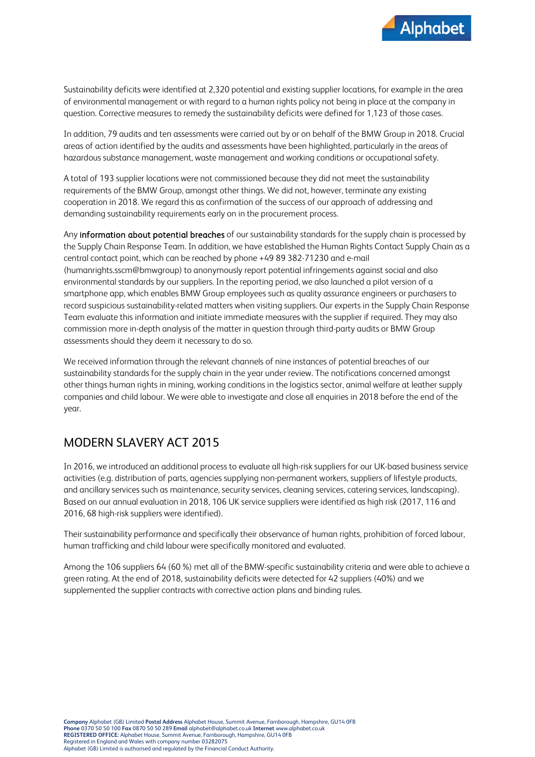Sustainability deficits were identified at 2,320 potential and existing supplier locations, for example in the area of environmental management or with regard to a human rights policy not being in place at the company in question. Corrective measures to remedy the sustainability deficits were defined for 1,123 of those cases.

In addition, 79 audits and ten assessments were carried out by or on behalf of the BMW Group in 2018. Crucial areas of action identified by the audits and assessments have been highlighted, particularly in the areas of hazardous substance management, waste management and working conditions or occupational safety.

A total of 193 supplier locations were not commissioned because they did not meet the sustainability requirements of the BMW Group, amongst other things. We did not, however, terminate any existing cooperation in 2018. We regard this as confirmation of the success of our approach of addressing and demanding sustainability requirements early on in the procurement process.

Any information about potential breaches of our sustainability standards for the supply chain is processed by the Supply Chain Response Team. In addition, we have established the Human Rights Contact Supply Chain as a central contact point, which can be reached by phone +49 89 382-71230 and e-mail (humanrights.sscm@bmwgroup) to anonymously report potential infringements against social and also environmental standards by our suppliers. In the reporting period, we also launched a pilot version of a smartphone app, which enables BMW Group employees such as quality assurance engineers or purchasers to record suspicious sustainability-related matters when visiting suppliers. Our experts in the Supply Chain Response Team evaluate this information and initiate immediate measures with the supplier if required. They may also commission more in-depth analysis of the matter in question through third-party audits or BMW Group assessments should they deem it necessary to do so.

We received information through the relevant channels of nine instances of potential breaches of our sustainability standards for the supply chain in the year under review. The notifications concerned amongst other things human rights in mining, working conditions in the logistics sector, animal welfare at leather supply companies and child labour. We were able to investigate and close all enquiries in 2018 before the end of the year.

## MODERN SLAVERY ACT 2015

In 2016, we introduced an additional process to evaluate all high-risk suppliers for our UK-based business service activities (e.g. distribution of parts, agencies supplying non-permanent workers, suppliers of lifestyle products, and ancillary services such as maintenance, security services, cleaning services, catering services, landscaping). Based on our annual evaluation in 2018, 106 UK service suppliers were identified as high risk (2017, 116 and 2016, 68 high-risk suppliers were identified).

Their sustainability performance and specifically their observance of human rights, prohibition of forced labour, human trafficking and child labour were specifically monitored and evaluated.

Among the 106 suppliers 64 (60 %) met all of the BMW-specific sustainability criteria and were able to achieve a green rating. At the end of 2018, sustainability deficits were detected for 42 suppliers (40%) and we supplemented the supplier contracts with corrective action plans and binding rules.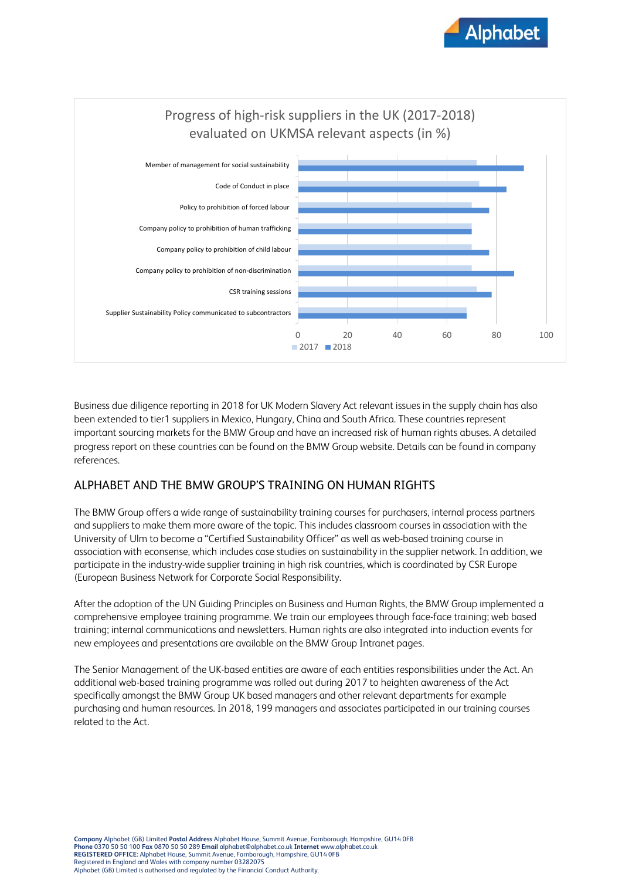Progress of high-risk suppliers in the UK (2017-2018) evaluated on UKMSA relevant aspects (in %)

| Aspect | 2017 | 2018 |
|---|---|---|
| Member of management for social sustainability | 72 | 91 |
| Code of Conduct in place | 73 | 84 |
| Policy to prohibition of forced labour | 70 | 77 |
| Company policy to prohibition of human trafficking | 70 | 70 |
| Company policy to prohibition of child labour | 70 | 77 |
| Company policy to prohibition of non-discrimination | 70 | 87 |
| CSR training sessions | 72 | 78 |
| Supplier Sustainability Policy communicated to subcontractors | 68 | 68 |

Business due diligence reporting in 2018 for UK Modern Slavery Act relevant issues in the supply chain has also been extended to tier1 suppliers in Mexico, Hungary, China and South Africa. These countries represent important sourcing markets for the BMW Group and have an increased risk of human rights abuses. A detailed progress report on these countries can be found on the BMW Group website. Details can be found in company references.

## ALPHABET AND THE BMW GROUP'S TRAINING ON HUMAN RIGHTS

The BMW Group offers a wide range of sustainability training courses for purchasers, internal process partners and suppliers to make them more aware of the topic. This includes classroom courses in association with the University of Ulm to become a "Certified Sustainability Officer" as well as web-based training course in association with econsense, which includes case studies on sustainability in the supplier network. In addition, we participate in the industry-wide supplier training in high risk countries, which is coordinated by CSR Europe (European Business Network for Corporate Social Responsibility.

After the adoption of the UN Guiding Principles on Business and Human Rights, the BMW Group implemented a comprehensive employee training programme. We train our employees through face-face training; web based training; internal communications and newsletters. Human rights are also integrated into induction events for new employees and presentations are available on the BMW Group Intranet pages.

The Senior Management of the UK-based entities are aware of each entities responsibilities under the Act. An additional web-based training programme was rolled out during 2017 to heighten awareness of the Act specifically amongst the BMW Group UK based managers and other relevant departments for example purchasing and human resources. In 2018, 199 managers and associates participated in our training courses related to the Act.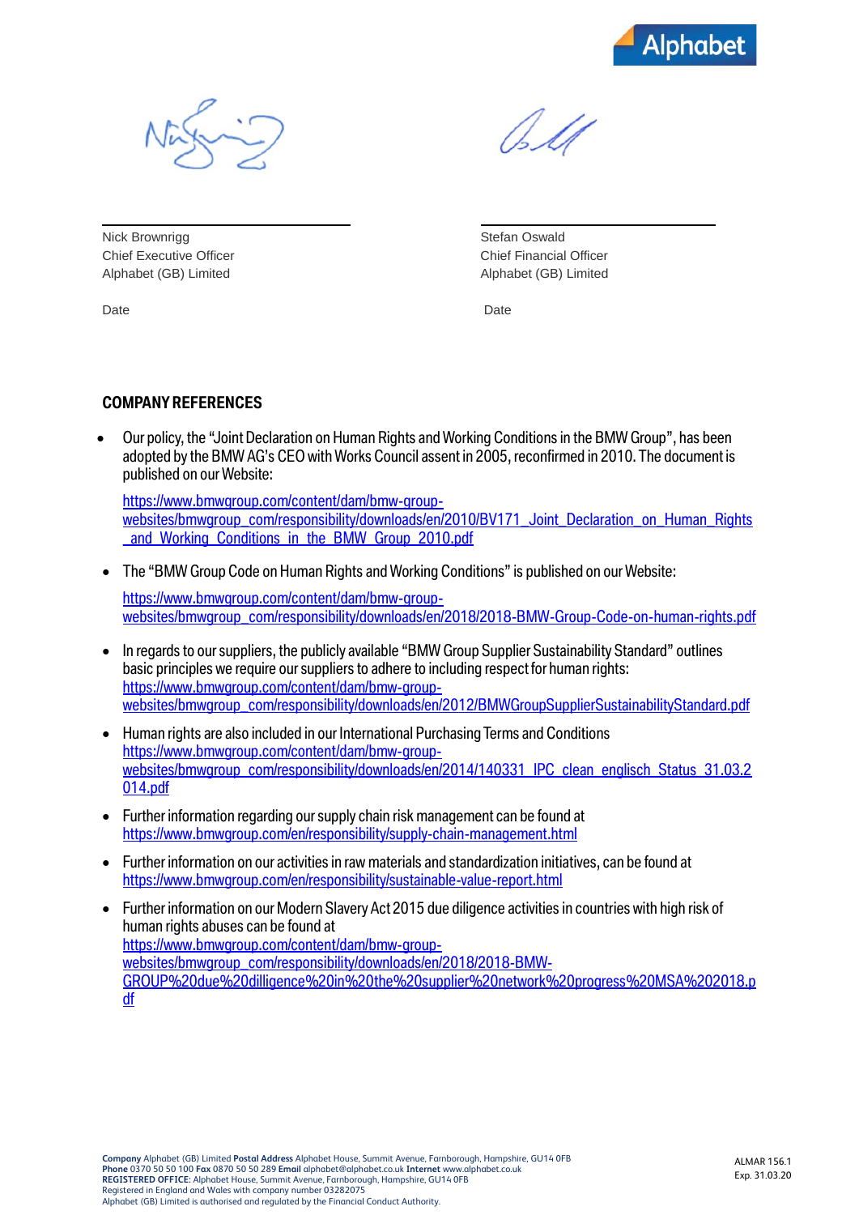Nick Brownrigg
Chief Executive Officer
Alphabet (GB) Limited

Date

Stefan Oswald
Chief Financial Officer
Alphabet (GB) Limited

Date

## COMPANY REFERENCES

- Our policy, the "Joint Declaration on Human Rights and Working Conditions in the BMW Group", has been adopted by the BMW AG's CEO with Works Council assent in 2005, reconfirmed in 2010. The document is published on our Website:

  https://www.bmwgroup.com/content/dam/bmw-group-websites/bmwgroup_com/responsibility/downloads/en/2010/BV171_Joint_Declaration_on_Human_Rights_and_Working_Conditions_in_the_BMW_Group_2010.pdf

- The "BMW Group Code on Human Rights and Working Conditions" is published on our Website:

  https://www.bmwgroup.com/content/dam/bmw-group-websites/bmwgroup_com/responsibility/downloads/en/2018/2018-BMW-Group-Code-on-human-rights.pdf

- In regards to our suppliers, the publicly available "BMW Group Supplier Sustainability Standard" outlines basic principles we require our suppliers to adhere to including respect for human rights:
  https://www.bmwgroup.com/content/dam/bmw-group-websites/bmwgroup_com/responsibility/downloads/en/2012/BMWGroupSupplierSustainabilityStandard.pdf

- Human rights are also included in our International Purchasing Terms and Conditions
  https://www.bmwgroup.com/content/dam/bmw-group-websites/bmwgroup_com/responsibility/downloads/en/2014/140331_IPC_clean_englisch_Status_31.03.2014.pdf

- Further information regarding our supply chain risk management can be found at
  https://www.bmwgroup.com/en/responsibility/supply-chain-management.html

- Further information on our activities in raw materials and standardization initiatives, can be found at
  https://www.bmwgroup.com/en/responsibility/sustainable-value-report.html

- Further information on our Modern Slavery Act 2015 due diligence activities in countries with high risk of human rights abuses can be found at
  https://www.bmwgroup.com/content/dam/bmw-group-websites/bmwgroup_com/responsibility/downloads/en/2018/2018-BMW-GROUP%20due%20dilligence%20in%20the%20supplier%20network%20progress%20MSA%202018.pdf

**Company** Alphabet (GB) Limited **Postal Address** Alphabet House, Summit Avenue, Farnborough, Hampshire, GU14 0FB
**Phone** 0370 50 50 100 **Fax** 0870 50 50 289 **Email** alphabet@alphabet.co.uk **Internet** www.alphabet.co.uk
**REGISTERED OFFICE:** Alphabet House, Summit Avenue, Farnborough, Hampshire, GU14 0FB
Registered in England and Wales with company number 03282075
Alphabet (GB) Limited is authorised and regulated by the Financial Conduct Authority.

ALMAR 156.1
Exp. 31.03.20